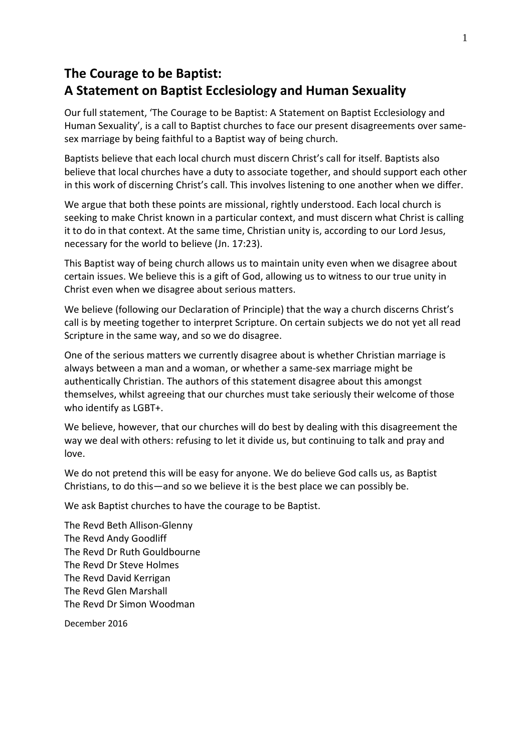# The Courage to be Baptist:
# A Statement on Baptist Ecclesiology and Human Sexuality

Our full statement, 'The Courage to be Baptist: A Statement on Baptist Ecclesiology and Human Sexuality', is a call to Baptist churches to face our present disagreements over same-sex marriage by being faithful to a Baptist way of being church.

Baptists believe that each local church must discern Christ's call for itself. Baptists also believe that local churches have a duty to associate together, and should support each other in this work of discerning Christ's call. This involves listening to one another when we differ.

We argue that both these points are missional, rightly understood. Each local church is seeking to make Christ known in a particular context, and must discern what Christ is calling it to do in that context. At the same time, Christian unity is, according to our Lord Jesus, necessary for the world to believe (Jn. 17:23).

This Baptist way of being church allows us to maintain unity even when we disagree about certain issues. We believe this is a gift of God, allowing us to witness to our true unity in Christ even when we disagree about serious matters.

We believe (following our Declaration of Principle) that the way a church discerns Christ's call is by meeting together to interpret Scripture. On certain subjects we do not yet all read Scripture in the same way, and so we do disagree.

One of the serious matters we currently disagree about is whether Christian marriage is always between a man and a woman, or whether a same-sex marriage might be authentically Christian. The authors of this statement disagree about this amongst themselves, whilst agreeing that our churches must take seriously their welcome of those who identify as LGBT+.

We believe, however, that our churches will do best by dealing with this disagreement the way we deal with others: refusing to let it divide us, but continuing to talk and pray and love.

We do not pretend this will be easy for anyone. We do believe God calls us, as Baptist Christians, to do this—and so we believe it is the best place we can possibly be.

We ask Baptist churches to have the courage to be Baptist.

The Revd Beth Allison-Glenny
The Revd Andy Goodliff
The Revd Dr Ruth Gouldbourne
The Revd Dr Steve Holmes
The Revd David Kerrigan
The Revd Glen Marshall
The Revd Dr Simon Woodman

December 2016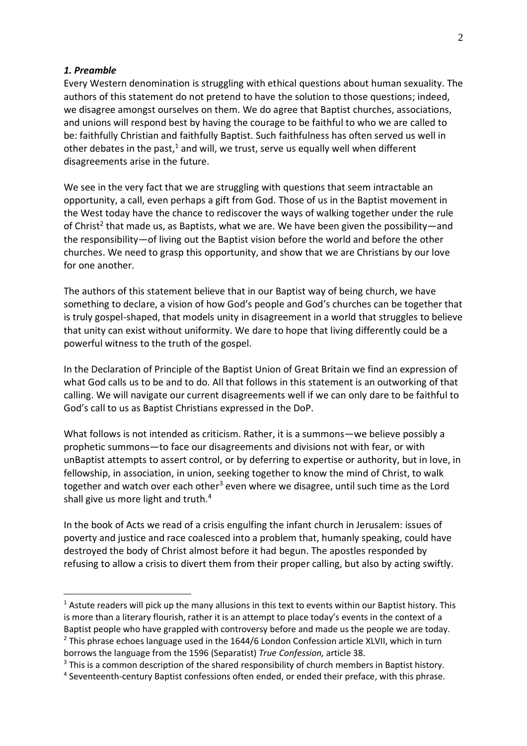### *1. Preamble*

Every Western denomination is struggling with ethical questions about human sexuality. The authors of this statement do not pretend to have the solution to those questions; indeed, we disagree amongst ourselves on them. We do agree that Baptist churches, associations, and unions will respond best by having the courage to be faithful to who we are called to be: faithfully Christian and faithfully Baptist. Such faithfulness has often served us well in other debates in the past,[1] and will, we trust, serve us equally well when different disagreements arise in the future.

We see in the very fact that we are struggling with questions that seem intractable an opportunity, a call, even perhaps a gift from God. Those of us in the Baptist movement in the West today have the chance to rediscover the ways of walking together under the rule of Christ[2] that made us, as Baptists, what we are. We have been given the possibility—and the responsibility—of living out the Baptist vision before the world and before the other churches. We need to grasp this opportunity, and show that we are Christians by our love for one another.

The authors of this statement believe that in our Baptist way of being church, we have something to declare, a vision of how God's people and God's churches can be together that is truly gospel-shaped, that models unity in disagreement in a world that struggles to believe that unity can exist without uniformity. We dare to hope that living differently could be a powerful witness to the truth of the gospel.

In the Declaration of Principle of the Baptist Union of Great Britain we find an expression of what God calls us to be and to do. All that follows in this statement is an outworking of that calling. We will navigate our current disagreements well if we can only dare to be faithful to God's call to us as Baptist Christians expressed in the DoP.

What follows is not intended as criticism. Rather, it is a summons—we believe possibly a prophetic summons—to face our disagreements and divisions not with fear, or with unBaptist attempts to assert control, or by deferring to expertise or authority, but in love, in fellowship, in association, in union, seeking together to know the mind of Christ, to walk together and watch over each other[3] even where we disagree, until such time as the Lord shall give us more light and truth.[4]

In the book of Acts we read of a crisis engulfing the infant church in Jerusalem: issues of poverty and justice and race coalesced into a problem that, humanly speaking, could have destroyed the body of Christ almost before it had begun. The apostles responded by refusing to allow a crisis to divert them from their proper calling, but also by acting swiftly.

---

[1] Astute readers will pick up the many allusions in this text to events within our Baptist history. This is more than a literary flourish, rather it is an attempt to place today's events in the context of a Baptist people who have grappled with controversy before and made us the people we are today.

[2] This phrase echoes language used in the 1644/6 London Confession article XLVII, which in turn borrows the language from the 1596 (Separatist) *True Confession,* article 38.

[3] This is a common description of the shared responsibility of church members in Baptist history.

[4] Seventeenth-century Baptist confessions often ended, or ended their preface, with this phrase.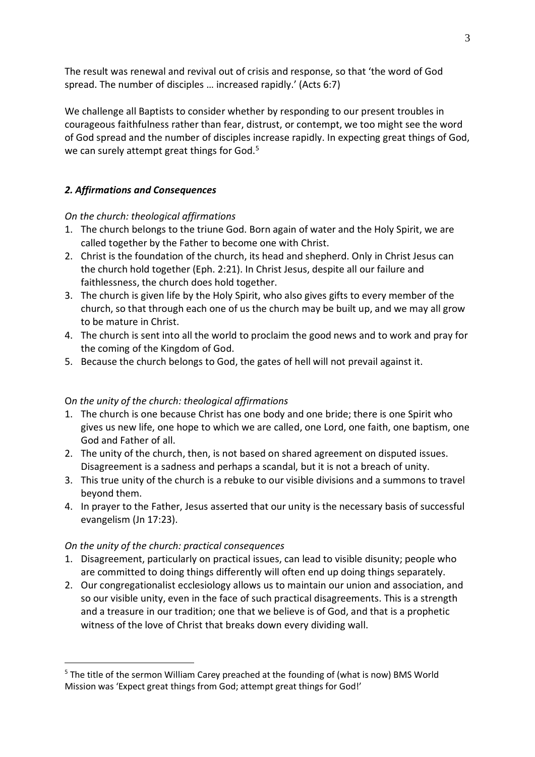The result was renewal and revival out of crisis and response, so that 'the word of God spread. The number of disciples … increased rapidly.' (Acts 6:7)

We challenge all Baptists to consider whether by responding to our present troubles in courageous faithfulness rather than fear, distrust, or contempt, we too might see the word of God spread and the number of disciples increase rapidly. In expecting great things of God, we can surely attempt great things for God.[5]

### *2. Affirmations and Consequences*

*On the church: theological affirmations*

1. The church belongs to the triune God. Born again of water and the Holy Spirit, we are called together by the Father to become one with Christ.
2. Christ is the foundation of the church, its head and shepherd. Only in Christ Jesus can the church hold together (Eph. 2:21). In Christ Jesus, despite all our failure and faithlessness, the church does hold together.
3. The church is given life by the Holy Spirit, who also gives gifts to every member of the church, so that through each one of us the church may be built up, and we may all grow to be mature in Christ.
4. The church is sent into all the world to proclaim the good news and to work and pray for the coming of the Kingdom of God.
5. Because the church belongs to God, the gates of hell will not prevail against it.

*On the unity of the church: theological affirmations*

1. The church is one because Christ has one body and one bride; there is one Spirit who gives us new life, one hope to which we are called, one Lord, one faith, one baptism, one God and Father of all.
2. The unity of the church, then, is not based on shared agreement on disputed issues. Disagreement is a sadness and perhaps a scandal, but it is not a breach of unity.
3. This true unity of the church is a rebuke to our visible divisions and a summons to travel beyond them.
4. In prayer to the Father, Jesus asserted that our unity is the necessary basis of successful evangelism (Jn 17:23).

*On the unity of the church: practical consequences*

1. Disagreement, particularly on practical issues, can lead to visible disunity; people who are committed to doing things differently will often end up doing things separately.
2. Our congregationalist ecclesiology allows us to maintain our union and association, and so our visible unity, even in the face of such practical disagreements. This is a strength and a treasure in our tradition; one that we believe is of God, and that is a prophetic witness of the love of Christ that breaks down every dividing wall.

[5] The title of the sermon William Carey preached at the founding of (what is now) BMS World Mission was 'Expect great things from God; attempt great things for God!'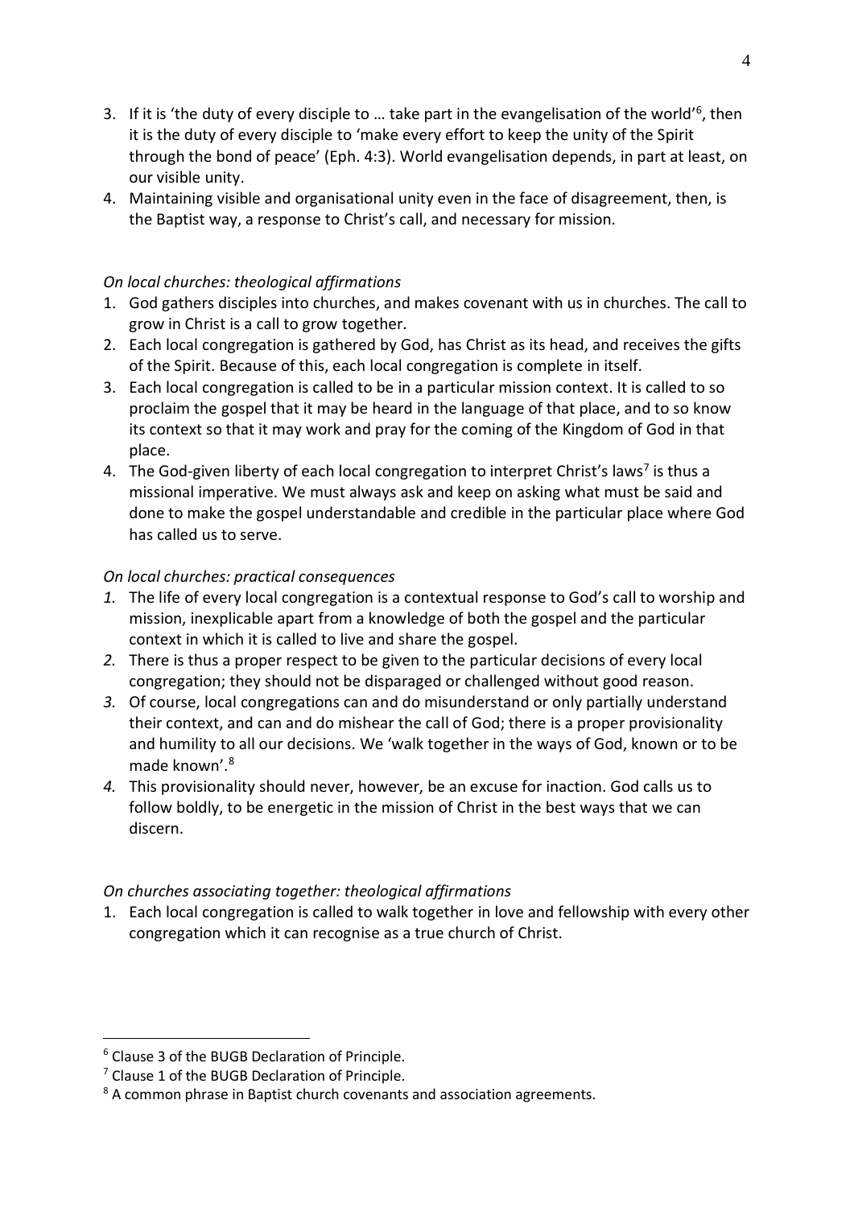3. If it is 'the duty of every disciple to … take part in the evangelisation of the world'[6], then it is the duty of every disciple to 'make every effort to keep the unity of the Spirit through the bond of peace' (Eph. 4:3). World evangelisation depends, in part at least, on our visible unity.
4. Maintaining visible and organisational unity even in the face of disagreement, then, is the Baptist way, a response to Christ's call, and necessary for mission.

*On local churches: theological affirmations*

1. God gathers disciples into churches, and makes covenant with us in churches. The call to grow in Christ is a call to grow together.
2. Each local congregation is gathered by God, has Christ as its head, and receives the gifts of the Spirit. Because of this, each local congregation is complete in itself.
3. Each local congregation is called to be in a particular mission context. It is called to so proclaim the gospel that it may be heard in the language of that place, and to so know its context so that it may work and pray for the coming of the Kingdom of God in that place.
4. The God-given liberty of each local congregation to interpret Christ's laws[7] is thus a missional imperative. We must always ask and keep on asking what must be said and done to make the gospel understandable and credible in the particular place where God has called us to serve.

*On local churches: practical consequences*

1. The life of every local congregation is a contextual response to God's call to worship and mission, inexplicable apart from a knowledge of both the gospel and the particular context in which it is called to live and share the gospel.
2. There is thus a proper respect to be given to the particular decisions of every local congregation; they should not be disparaged or challenged without good reason.
3. Of course, local congregations can and do misunderstand or only partially understand their context, and can and do mishear the call of God; there is a proper provisionality and humility to all our decisions. We 'walk together in the ways of God, known or to be made known'.[8]
4. This provisionality should never, however, be an excuse for inaction. God calls us to follow boldly, to be energetic in the mission of Christ in the best ways that we can discern.

*On churches associating together: theological affirmations*

1. Each local congregation is called to walk together in love and fellowship with every other congregation which it can recognise as a true church of Christ.

---

[6] Clause 3 of the BUGB Declaration of Principle.

[7] Clause 1 of the BUGB Declaration of Principle.

[8] A common phrase in Baptist church covenants and association agreements.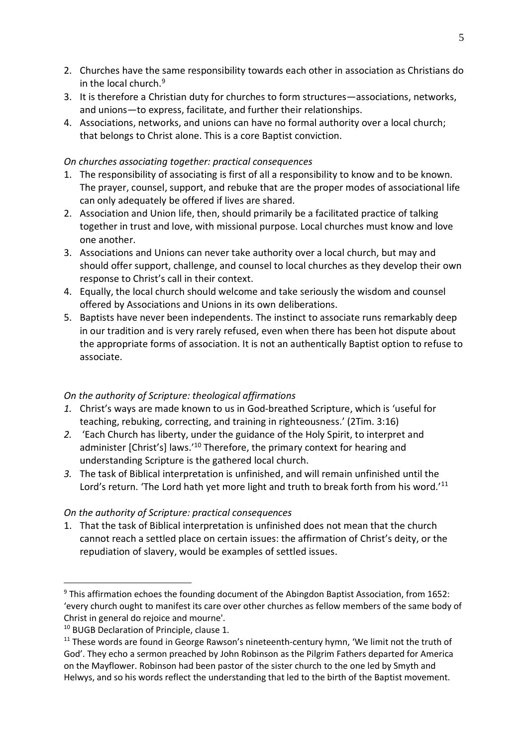2. Churches have the same responsibility towards each other in association as Christians do in the local church.[9]
3. It is therefore a Christian duty for churches to form structures—associations, networks, and unions—to express, facilitate, and further their relationships.
4. Associations, networks, and unions can have no formal authority over a local church; that belongs to Christ alone. This is a core Baptist conviction.

*On churches associating together: practical consequences*

1. The responsibility of associating is first of all a responsibility to know and to be known. The prayer, counsel, support, and rebuke that are the proper modes of associational life can only adequately be offered if lives are shared.
2. Association and Union life, then, should primarily be a facilitated practice of talking together in trust and love, with missional purpose. Local churches must know and love one another.
3. Associations and Unions can never take authority over a local church, but may and should offer support, challenge, and counsel to local churches as they develop their own response to Christ's call in their context.
4. Equally, the local church should welcome and take seriously the wisdom and counsel offered by Associations and Unions in its own deliberations.
5. Baptists have never been independents. The instinct to associate runs remarkably deep in our tradition and is very rarely refused, even when there has been hot dispute about the appropriate forms of association. It is not an authentically Baptist option to refuse to associate.

*On the authority of Scripture: theological affirmations*

1. Christ's ways are made known to us in God-breathed Scripture, which is 'useful for teaching, rebuking, correcting, and training in righteousness.' (2Tim. 3:16)
2. 'Each Church has liberty, under the guidance of the Holy Spirit, to interpret and administer [Christ's] laws.'[10] Therefore, the primary context for hearing and understanding Scripture is the gathered local church.
3. The task of Biblical interpretation is unfinished, and will remain unfinished until the Lord's return. 'The Lord hath yet more light and truth to break forth from his word.'[11]

*On the authority of Scripture: practical consequences*

1. That the task of Biblical interpretation is unfinished does not mean that the church cannot reach a settled place on certain issues: the affirmation of Christ's deity, or the repudiation of slavery, would be examples of settled issues.

---

[9] This affirmation echoes the founding document of the Abingdon Baptist Association, from 1652: 'every church ought to manifest its care over other churches as fellow members of the same body of Christ in general do rejoice and mourne'.

[10] BUGB Declaration of Principle, clause 1.

[11] These words are found in George Rawson's nineteenth-century hymn, 'We limit not the truth of God'. They echo a sermon preached by John Robinson as the Pilgrim Fathers departed for America on the Mayflower. Robinson had been pastor of the sister church to the one led by Smyth and Helwys, and so his words reflect the understanding that led to the birth of the Baptist movement.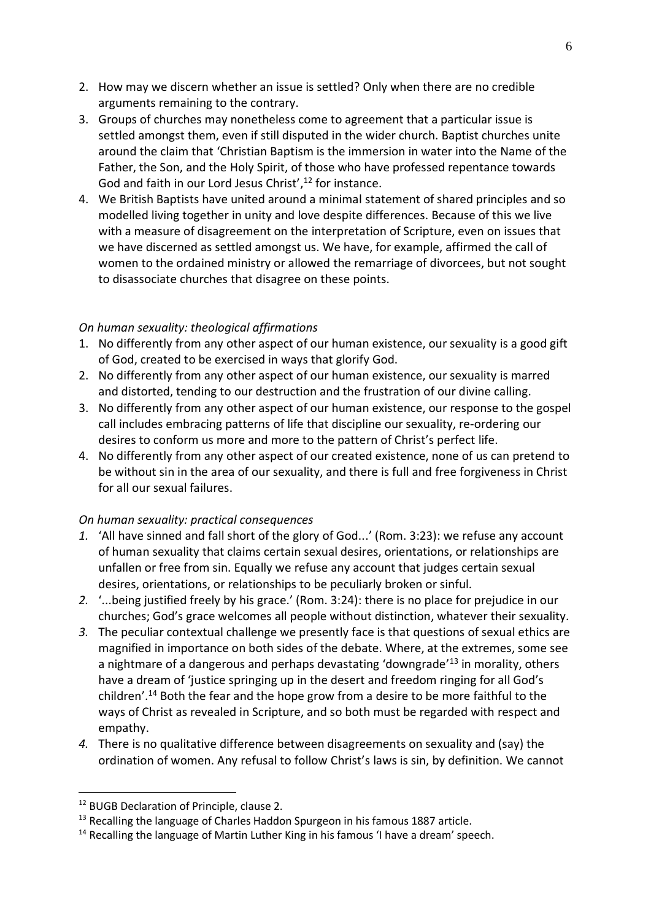2. How may we discern whether an issue is settled? Only when there are no credible arguments remaining to the contrary.
3. Groups of churches may nonetheless come to agreement that a particular issue is settled amongst them, even if still disputed in the wider church. Baptist churches unite around the claim that 'Christian Baptism is the immersion in water into the Name of the Father, the Son, and the Holy Spirit, of those who have professed repentance towards God and faith in our Lord Jesus Christ',[12] for instance.
4. We British Baptists have united around a minimal statement of shared principles and so modelled living together in unity and love despite differences. Because of this we live with a measure of disagreement on the interpretation of Scripture, even on issues that we have discerned as settled amongst us. We have, for example, affirmed the call of women to the ordained ministry or allowed the remarriage of divorcees, but not sought to disassociate churches that disagree on these points.

*On human sexuality: theological affirmations*

1. No differently from any other aspect of our human existence, our sexuality is a good gift of God, created to be exercised in ways that glorify God.
2. No differently from any other aspect of our human existence, our sexuality is marred and distorted, tending to our destruction and the frustration of our divine calling.
3. No differently from any other aspect of our human existence, our response to the gospel call includes embracing patterns of life that discipline our sexuality, re-ordering our desires to conform us more and more to the pattern of Christ's perfect life.
4. No differently from any other aspect of our created existence, none of us can pretend to be without sin in the area of our sexuality, and there is full and free forgiveness in Christ for all our sexual failures.

*On human sexuality: practical consequences*

1. 'All have sinned and fall short of the glory of God...' (Rom. 3:23): we refuse any account of human sexuality that claims certain sexual desires, orientations, or relationships are unfallen or free from sin. Equally we refuse any account that judges certain sexual desires, orientations, or relationships to be peculiarly broken or sinful.
2. '...being justified freely by his grace.' (Rom. 3:24): there is no place for prejudice in our churches; God's grace welcomes all people without distinction, whatever their sexuality.
3. The peculiar contextual challenge we presently face is that questions of sexual ethics are magnified in importance on both sides of the debate. Where, at the extremes, some see a nightmare of a dangerous and perhaps devastating 'downgrade'[13] in morality, others have a dream of 'justice springing up in the desert and freedom ringing for all God's children'.[14] Both the fear and the hope grow from a desire to be more faithful to the ways of Christ as revealed in Scripture, and so both must be regarded with respect and empathy.
4. There is no qualitative difference between disagreements on sexuality and (say) the ordination of women. Any refusal to follow Christ's laws is sin, by definition. We cannot

[12] BUGB Declaration of Principle, clause 2.

[13] Recalling the language of Charles Haddon Spurgeon in his famous 1887 article.

[14] Recalling the language of Martin Luther King in his famous 'I have a dream' speech.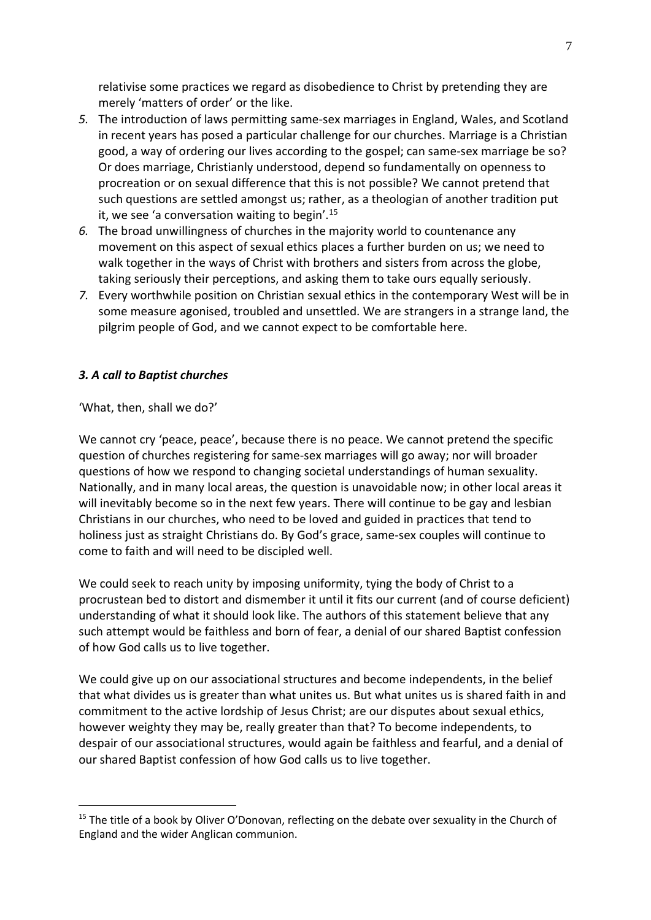relativise some practices we regard as disobedience to Christ by pretending they are merely 'matters of order' or the like.

*5.* The introduction of laws permitting same-sex marriages in England, Wales, and Scotland in recent years has posed a particular challenge for our churches. Marriage is a Christian good, a way of ordering our lives according to the gospel; can same-sex marriage be so? Or does marriage, Christianly understood, depend so fundamentally on openness to procreation or on sexual difference that this is not possible? We cannot pretend that such questions are settled amongst us; rather, as a theologian of another tradition put it, we see 'a conversation waiting to begin'.[15]

*6.* The broad unwillingness of churches in the majority world to countenance any movement on this aspect of sexual ethics places a further burden on us; we need to walk together in the ways of Christ with brothers and sisters from across the globe, taking seriously their perceptions, and asking them to take ours equally seriously.

*7.* Every worthwhile position on Christian sexual ethics in the contemporary West will be in some measure agonised, troubled and unsettled. We are strangers in a strange land, the pilgrim people of God, and we cannot expect to be comfortable here.

### *3. A call to Baptist churches*

'What, then, shall we do?'

We cannot cry 'peace, peace', because there is no peace. We cannot pretend the specific question of churches registering for same-sex marriages will go away; nor will broader questions of how we respond to changing societal understandings of human sexuality. Nationally, and in many local areas, the question is unavoidable now; in other local areas it will inevitably become so in the next few years. There will continue to be gay and lesbian Christians in our churches, who need to be loved and guided in practices that tend to holiness just as straight Christians do. By God's grace, same-sex couples will continue to come to faith and will need to be discipled well.

We could seek to reach unity by imposing uniformity, tying the body of Christ to a procrustean bed to distort and dismember it until it fits our current (and of course deficient) understanding of what it should look like. The authors of this statement believe that any such attempt would be faithless and born of fear, a denial of our shared Baptist confession of how God calls us to live together.

We could give up on our associational structures and become independents, in the belief that what divides us is greater than what unites us. But what unites us is shared faith in and commitment to the active lordship of Jesus Christ; are our disputes about sexual ethics, however weighty they may be, really greater than that? To become independents, to despair of our associational structures, would again be faithless and fearful, and a denial of our shared Baptist confession of how God calls us to live together.

---

[15] The title of a book by Oliver O'Donovan, reflecting on the debate over sexuality in the Church of England and the wider Anglican communion.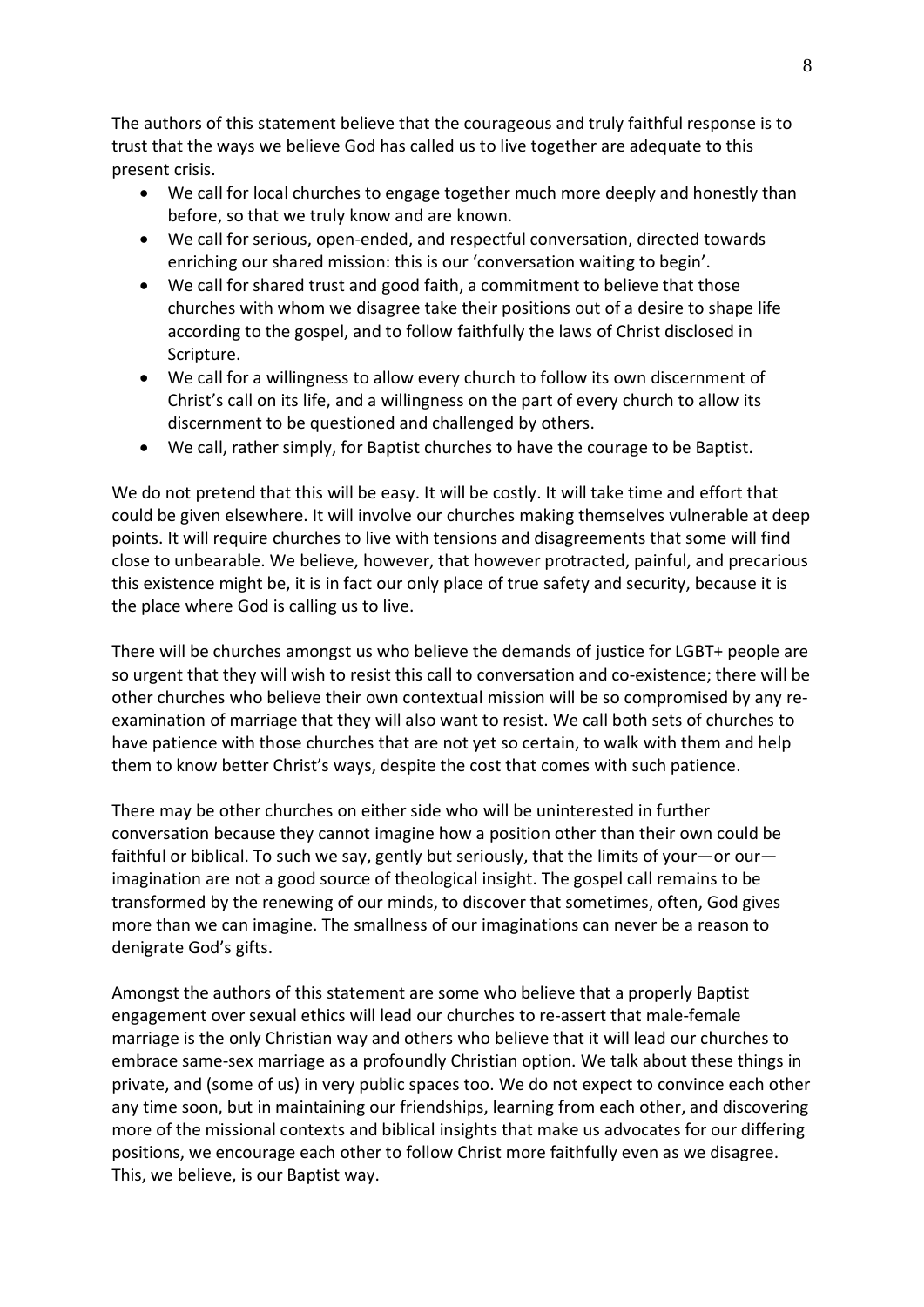The authors of this statement believe that the courageous and truly faithful response is to trust that the ways we believe God has called us to live together are adequate to this present crisis.

- We call for local churches to engage together much more deeply and honestly than before, so that we truly know and are known.
- We call for serious, open-ended, and respectful conversation, directed towards enriching our shared mission: this is our 'conversation waiting to begin'.
- We call for shared trust and good faith, a commitment to believe that those churches with whom we disagree take their positions out of a desire to shape life according to the gospel, and to follow faithfully the laws of Christ disclosed in Scripture.
- We call for a willingness to allow every church to follow its own discernment of Christ's call on its life, and a willingness on the part of every church to allow its discernment to be questioned and challenged by others.
- We call, rather simply, for Baptist churches to have the courage to be Baptist.

We do not pretend that this will be easy. It will be costly. It will take time and effort that could be given elsewhere. It will involve our churches making themselves vulnerable at deep points. It will require churches to live with tensions and disagreements that some will find close to unbearable. We believe, however, that however protracted, painful, and precarious this existence might be, it is in fact our only place of true safety and security, because it is the place where God is calling us to live.

There will be churches amongst us who believe the demands of justice for LGBT+ people are so urgent that they will wish to resist this call to conversation and co-existence; there will be other churches who believe their own contextual mission will be so compromised by any re-examination of marriage that they will also want to resist. We call both sets of churches to have patience with those churches that are not yet so certain, to walk with them and help them to know better Christ's ways, despite the cost that comes with such patience.

There may be other churches on either side who will be uninterested in further conversation because they cannot imagine how a position other than their own could be faithful or biblical. To such we say, gently but seriously, that the limits of your—or our—imagination are not a good source of theological insight. The gospel call remains to be transformed by the renewing of our minds, to discover that sometimes, often, God gives more than we can imagine. The smallness of our imaginations can never be a reason to denigrate God's gifts.

Amongst the authors of this statement are some who believe that a properly Baptist engagement over sexual ethics will lead our churches to re-assert that male-female marriage is the only Christian way and others who believe that it will lead our churches to embrace same-sex marriage as a profoundly Christian option. We talk about these things in private, and (some of us) in very public spaces too. We do not expect to convince each other any time soon, but in maintaining our friendships, learning from each other, and discovering more of the missional contexts and biblical insights that make us advocates for our differing positions, we encourage each other to follow Christ more faithfully even as we disagree. This, we believe, is our Baptist way.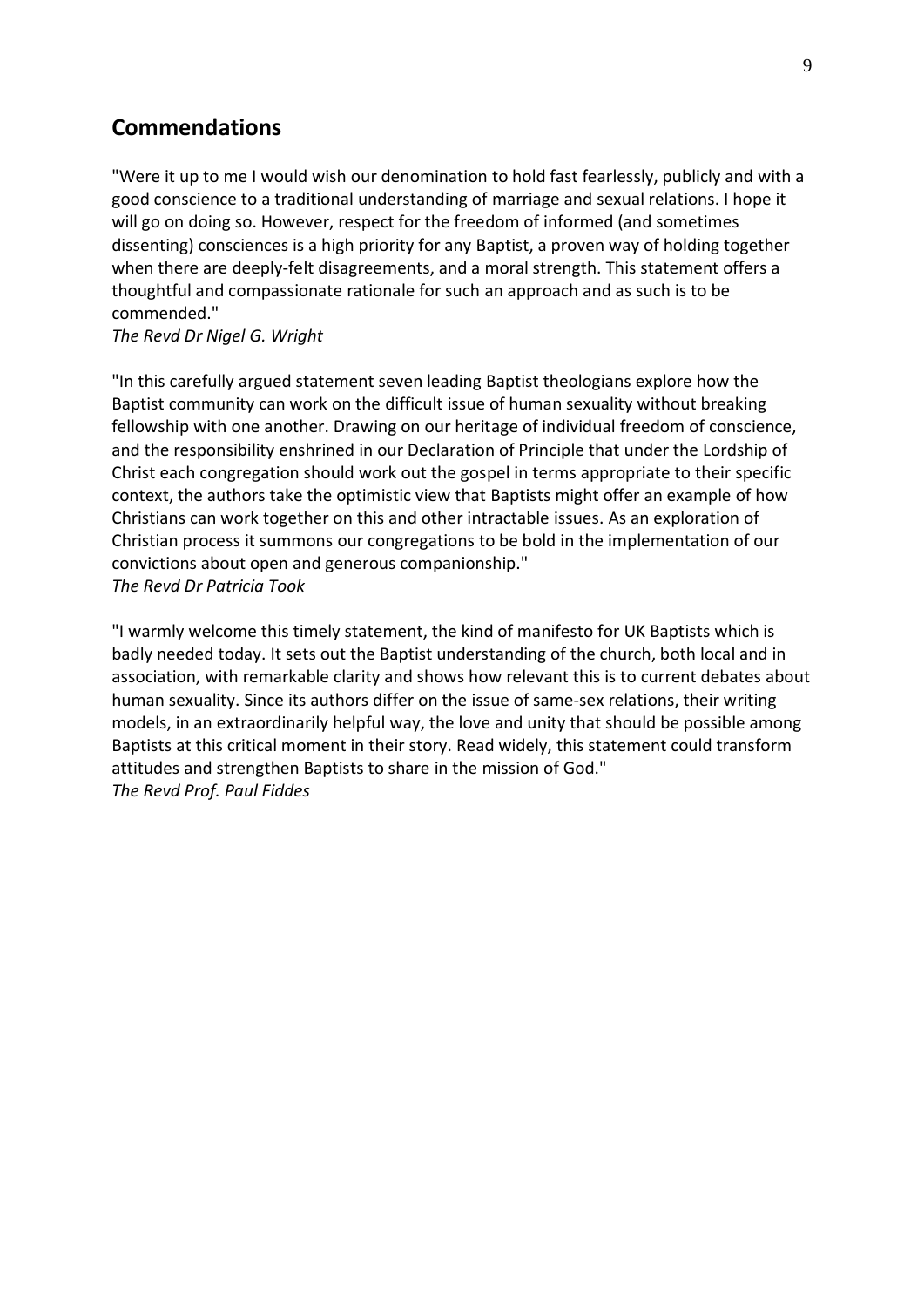## Commendations

"Were it up to me I would wish our denomination to hold fast fearlessly, publicly and with a good conscience to a traditional understanding of marriage and sexual relations. I hope it will go on doing so. However, respect for the freedom of informed (and sometimes dissenting) consciences is a high priority for any Baptist, a proven way of holding together when there are deeply-felt disagreements, and a moral strength. This statement offers a thoughtful and compassionate rationale for such an approach and as such is to be commended."
*The Revd Dr Nigel G. Wright*

"In this carefully argued statement seven leading Baptist theologians explore how the Baptist community can work on the difficult issue of human sexuality without breaking fellowship with one another. Drawing on our heritage of individual freedom of conscience, and the responsibility enshrined in our Declaration of Principle that under the Lordship of Christ each congregation should work out the gospel in terms appropriate to their specific context, the authors take the optimistic view that Baptists might offer an example of how Christians can work together on this and other intractable issues. As an exploration of Christian process it summons our congregations to be bold in the implementation of our convictions about open and generous companionship."
*The Revd Dr Patricia Took*

"I warmly welcome this timely statement, the kind of manifesto for UK Baptists which is badly needed today. It sets out the Baptist understanding of the church, both local and in association, with remarkable clarity and shows how relevant this is to current debates about human sexuality. Since its authors differ on the issue of same-sex relations, their writing models, in an extraordinarily helpful way, the love and unity that should be possible among Baptists at this critical moment in their story. Read widely, this statement could transform attitudes and strengthen Baptists to share in the mission of God."
*The Revd Prof. Paul Fiddes*